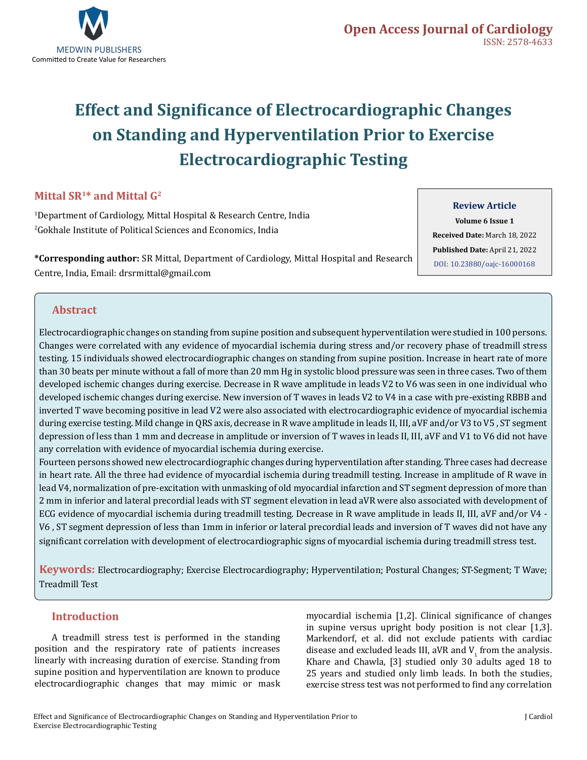# Effect and Significance of Electrocardiographic Changes on Standing and Hyperventilation Prior to Exercise Electrocardiographic Testing

**Mittal SR[1]* and Mittal G[2]**

[1]Department of Cardiology, Mittal Hospital & Research Centre, India

[2]Gokhale Institute of Political Sciences and Economics, India

***Corresponding author:** SR Mittal, Department of Cardiology, Mittal Hospital and Research Centre, India, Email: drsrmittal@gmail.com

**Review Article**

**Volume 6 Issue 1**

**Received Date:** March 18, 2022

**Published Date:** April 21, 2022

DOI: 10.23880/oajc-16000168

## Abstract

Electrocardiographic changes on standing from supine position and subsequent hyperventilation were studied in 100 persons. Changes were correlated with any evidence of myocardial ischemia during stress and/or recovery phase of treadmill stress testing. 15 individuals showed electrocardiographic changes on standing from supine position. Increase in heart rate of more than 30 beats per minute without a fall of more than 20 mm Hg in systolic blood pressure was seen in three cases. Two of them developed ischemic changes during exercise. Decrease in R wave amplitude in leads V2 to V6 was seen in one individual who developed ischemic changes during exercise. New inversion of T waves in leads V2 to V4 in a case with pre-existing RBBB and inverted T wave becoming positive in lead V2 were also associated with electrocardiographic evidence of myocardial ischemia during exercise testing. Mild change in QRS axis, decrease in R wave amplitude in leads II, III, aVF and/or V3 to V5 , ST segment depression of less than 1 mm and decrease in amplitude or inversion of T waves in leads II, III, aVF and V1 to V6 did not have any correlation with evidence of myocardial ischemia during exercise.

Fourteen persons showed new electrocardiographic changes during hyperventilation after standing. Three cases had decrease in heart rate. All the three had evidence of myocardial ischemia during treadmill testing. Increase in amplitude of R wave in lead V4, normalization of pre-excitation with unmasking of old myocardial infarction and ST segment depression of more than 2 mm in inferior and lateral precordial leads with ST segment elevation in lead aVR were also associated with development of ECG evidence of myocardial ischemia during treadmill testing. Decrease in R wave amplitude in leads II, III, aVF and/or V4 - V6 , ST segment depression of less than 1mm in inferior or lateral precordial leads and inversion of T waves did not have any significant correlation with development of electrocardiographic signs of myocardial ischemia during treadmill stress test.

**Keywords:** Electrocardiography; Exercise Electrocardiography; Hyperventilation; Postural Changes; ST-Segment; T Wave; Treadmill Test

## Introduction

A treadmill stress test is performed in the standing position and the respiratory rate of patients increases linearly with increasing duration of exercise. Standing from supine position and hyperventilation are known to produce electrocardiographic changes that may mimic or mask myocardial ischemia [1,2]. Clinical significance of changes in supine versus upright body position is not clear [1,3]. Markendorf, et al. did not exclude patients with cardiac disease and excluded leads III, aVR and $V_1$ from the analysis. Khare and Chawla, [3] studied only 30 adults aged 18 to 25 years and studied only limb leads. In both the studies, exercise stress test was not performed to find any correlation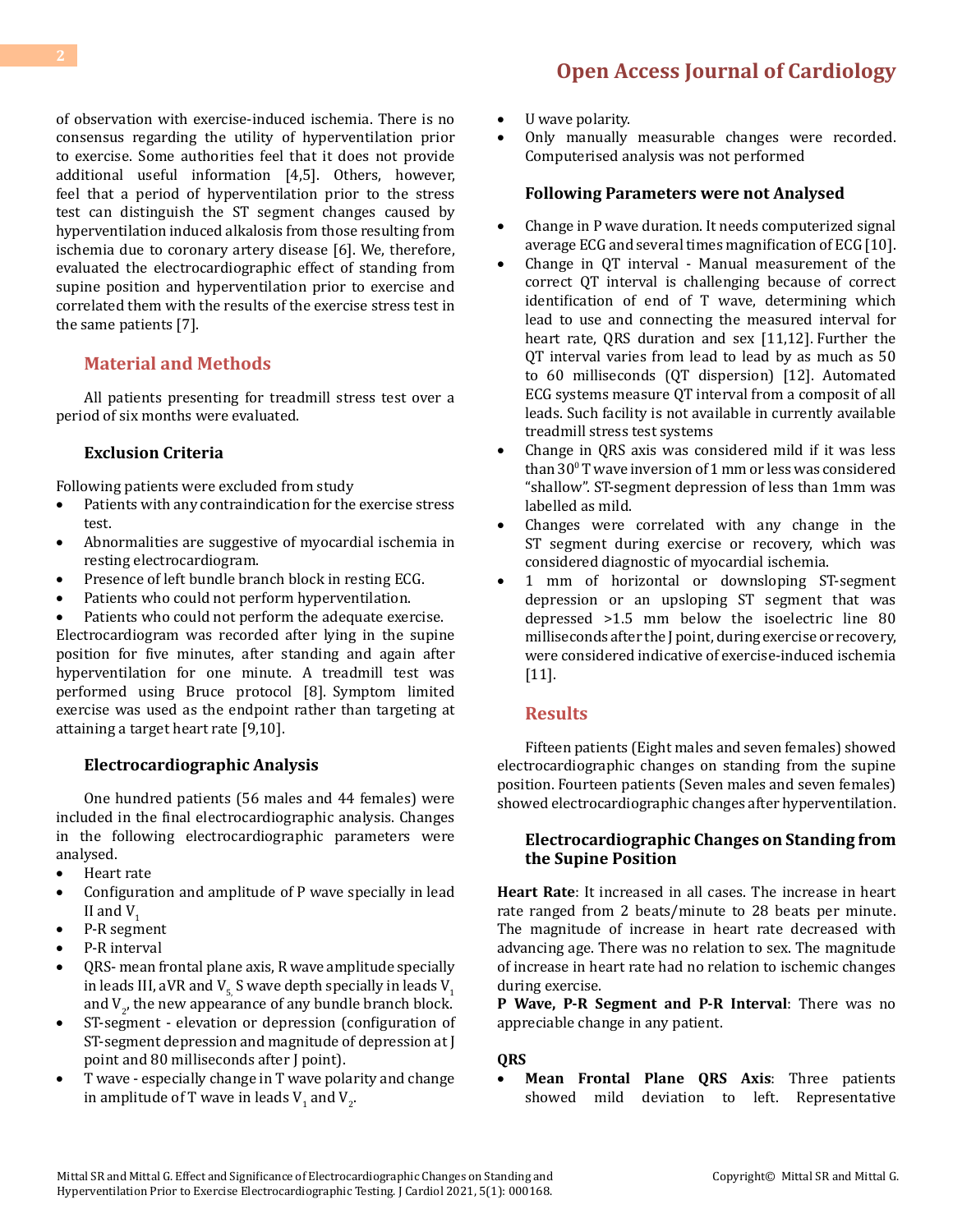of observation with exercise-induced ischemia. There is no consensus regarding the utility of hyperventilation prior to exercise. Some authorities feel that it does not provide additional useful information [4,5]. Others, however, feel that a period of hyperventilation prior to the stress test can distinguish the ST segment changes caused by hyperventilation induced alkalosis from those resulting from ischemia due to coronary artery disease [6]. We, therefore, evaluated the electrocardiographic effect of standing from supine position and hyperventilation prior to exercise and correlated them with the results of the exercise stress test in the same patients [7].

## Material and Methods

All patients presenting for treadmill stress test over a period of six months were evaluated.

### Exclusion Criteria

Following patients were excluded from study

- Patients with any contraindication for the exercise stress test.
- Abnormalities are suggestive of myocardial ischemia in resting electrocardiogram.
- Presence of left bundle branch block in resting ECG.
- Patients who could not perform hyperventilation.
- Patients who could not perform the adequate exercise.

Electrocardiogram was recorded after lying in the supine position for five minutes, after standing and again after hyperventilation for one minute. A treadmill test was performed using Bruce protocol [8]. Symptom limited exercise was used as the endpoint rather than targeting at attaining a target heart rate [9,10].

### Electrocardiographic Analysis

One hundred patients (56 males and 44 females) were included in the final electrocardiographic analysis. Changes in the following electrocardiographic parameters were analysed.

- Heart rate
- Configuration and amplitude of P wave specially in lead II and $V_1$
- P-R segment
- P-R interval
- QRS- mean frontal plane axis, R wave amplitude specially in leads III, aVR and $V_5$, S wave depth specially in leads $V_1$ and $V_2$, the new appearance of any bundle branch block.
- ST-segment - elevation or depression (configuration of ST-segment depression and magnitude of depression at J point and 80 milliseconds after J point).
- T wave - especially change in T wave polarity and change in amplitude of T wave in leads $V_1$ and $V_2$.
- U wave polarity.
- Only manually measurable changes were recorded. Computerised analysis was not performed

### Following Parameters were not Analysed

- Change in P wave duration. It needs computerized signal average ECG and several times magnification of ECG [10].
- Change in QT interval - Manual measurement of the correct QT interval is challenging because of correct identification of end of T wave, determining which lead to use and connecting the measured interval for heart rate, QRS duration and sex [11,12]. Further the QT interval varies from lead to lead by as much as 50 to 60 milliseconds (QT dispersion) [12]. Automated ECG systems measure QT interval from a composit of all leads. Such facility is not available in currently available treadmill stress test systems
- Change in QRS axis was considered mild if it was less than $30^0$ T wave inversion of 1 mm or less was considered "shallow". ST-segment depression of less than 1mm was labelled as mild.
- Changes were correlated with any change in the ST segment during exercise or recovery, which was considered diagnostic of myocardial ischemia.
- 1 mm of horizontal or downsloping ST-segment depression or an upsloping ST segment that was depressed >1.5 mm below the isoelectric line 80 milliseconds after the J point, during exercise or recovery, were considered indicative of exercise-induced ischemia [11].

## Results

Fifteen patients (Eight males and seven females) showed electrocardiographic changes on standing from the supine position. Fourteen patients (Seven males and seven females) showed electrocardiographic changes after hyperventilation.

### Electrocardiographic Changes on Standing from the Supine Position

**Heart Rate**: It increased in all cases. The increase in heart rate ranged from 2 beats/minute to 28 beats per minute. The magnitude of increase in heart rate decreased with advancing age. There was no relation to sex. The magnitude of increase in heart rate had no relation to ischemic changes during exercise.

**P Wave, P-R Segment and P-R Interval**: There was no appreciable change in any patient.

**QRS**

- **Mean Frontal Plane QRS Axis**: Three patients showed mild deviation to left. Representative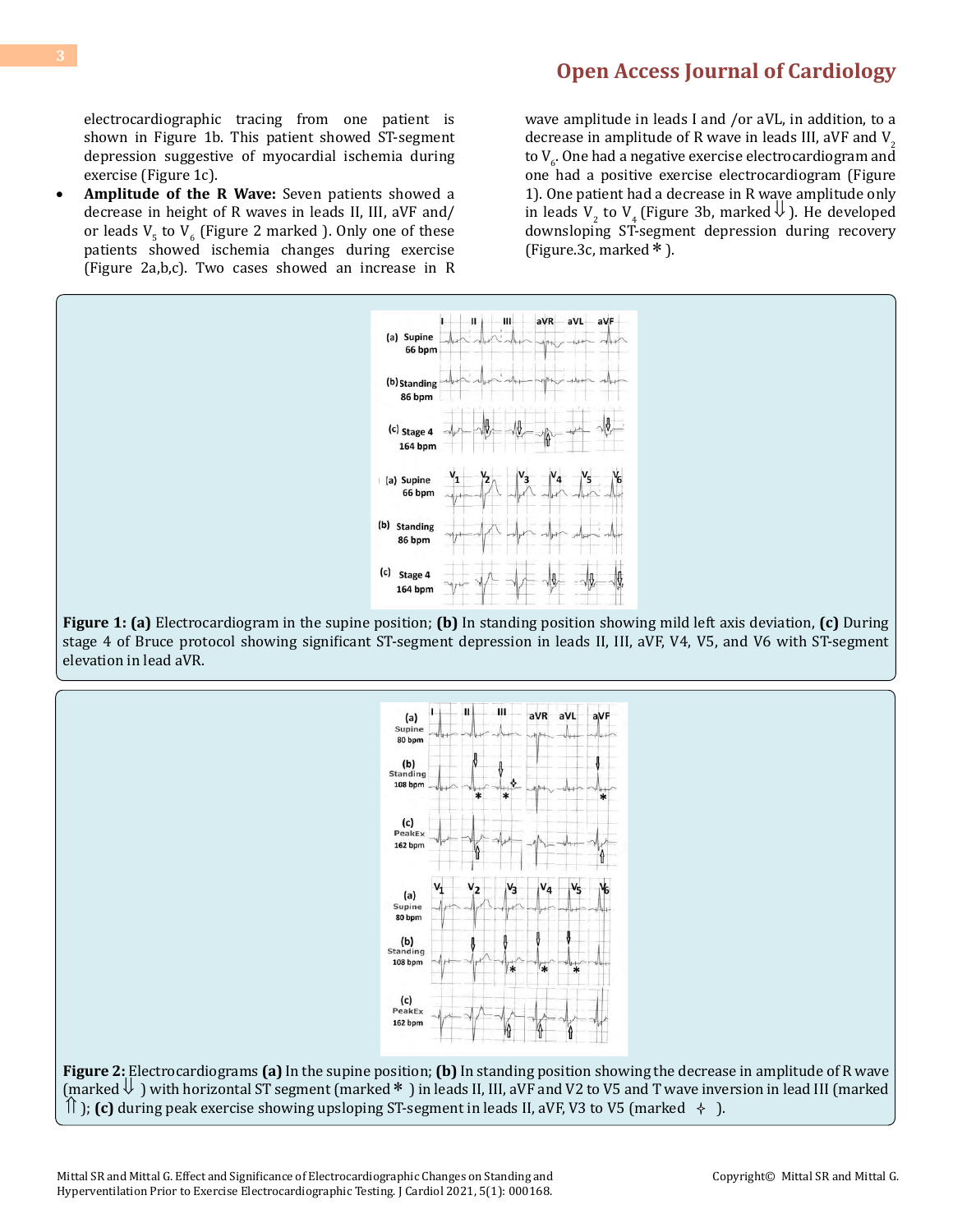electrocardiographic tracing from one patient is shown in Figure 1b. This patient showed ST-segment depression suggestive of myocardial ischemia during exercise (Figure 1c).

- **Amplitude of the R Wave:** Seven patients showed a decrease in height of R waves in leads II, III, aVF and/or leads $V_5$ to $V_6$ (Figure 2 marked ). Only one of these patients showed ischemia changes during exercise (Figure 2a,b,c). Two cases showed an increase in R wave amplitude in leads I and /or aVL, in addition, to a decrease in amplitude of R wave in leads III, aVF and $V_2$ to $V_6$. One had a negative exercise electrocardiogram and one had a positive exercise electrocardiogram (Figure 1). One patient had a decrease in R wave amplitude only in leads $V_2$ to $V_4$ (Figure 3b, marked ⇓). He developed downsloping ST-segment depression during recovery (Figure.3c, marked *).

**Figure 1: (a)** Electrocardiogram in the supine position; **(b)** In standing position showing mild left axis deviation, **(c)** During stage 4 of Bruce protocol showing significant ST-segment depression in leads II, III, aVF, V4, V5, and V6 with ST-segment elevation in lead aVR.

**Figure 2:** Electrocardiograms **(a)** In the supine position; **(b)** In standing position showing the decrease in amplitude of R wave (marked ⇓ ) with horizontal ST segment (marked * ) in leads II, III, aVF and V2 to V5 and T wave inversion in lead III (marked ⇑ ); **(c)** during peak exercise showing upsloping ST-segment in leads II, aVF, V3 to V5 (marked ✧ ).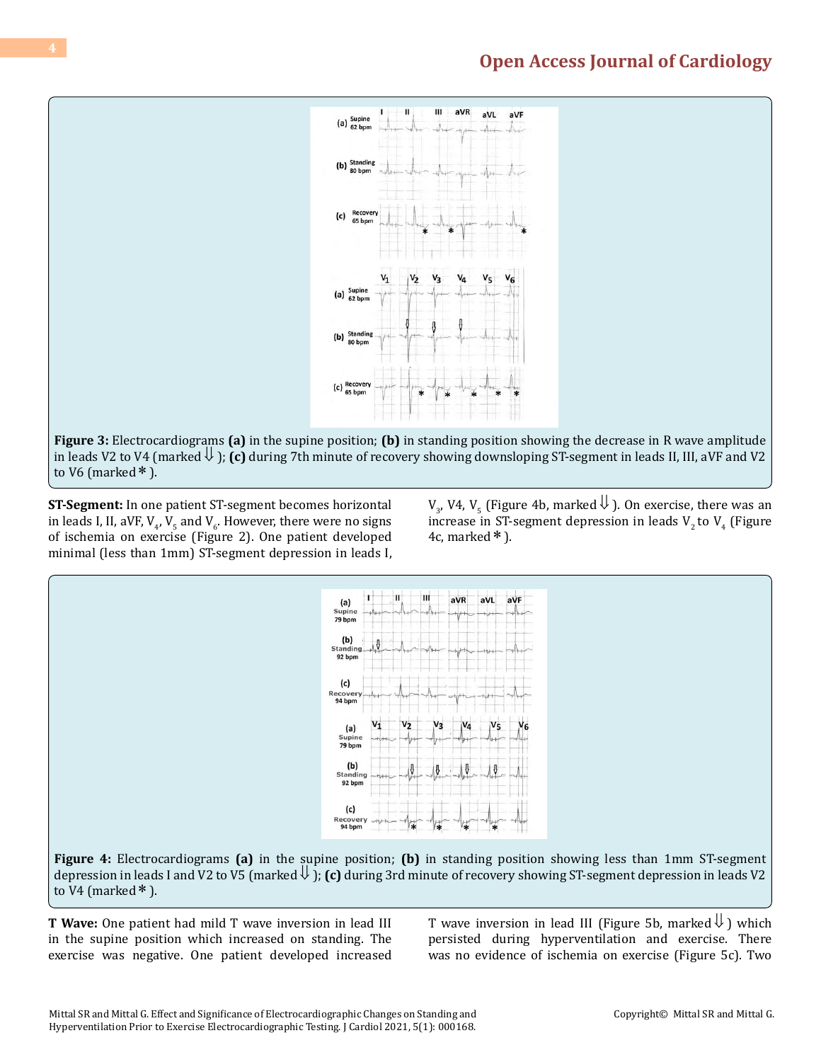**Figure 3:** Electrocardiograms **(a)** in the supine position; **(b)** in standing position showing the decrease in R wave amplitude in leads V2 to V4 (marked ⇓); **(c)** during 7th minute of recovery showing downsloping ST-segment in leads II, III, aVF and V2 to V6 (marked *).

**ST-Segment:** In one patient ST-segment becomes horizontal in leads I, II, aVF, $V_4$, $V_5$ and $V_6$. However, there were no signs of ischemia on exercise (Figure 2). One patient developed minimal (less than 1mm) ST-segment depression in leads I, $V_3$, V4, $V_5$ (Figure 4b, marked ⇓). On exercise, there was an increase in ST-segment depression in leads $V_2$ to $V_4$ (Figure 4c, marked *).

**Figure 4:** Electrocardiograms **(a)** in the supine position; **(b)** in standing position showing less than 1mm ST-segment depression in leads I and V2 to V5 (marked ⇓); **(c)** during 3rd minute of recovery showing ST-segment depression in leads V2 to V4 (marked *).

**T Wave:** One patient had mild T wave inversion in lead III in the supine position which increased on standing. The exercise was negative. One patient developed increased T wave inversion in lead III (Figure 5b, marked ⇓) which persisted during hyperventilation and exercise. There was no evidence of ischemia on exercise (Figure 5c). Two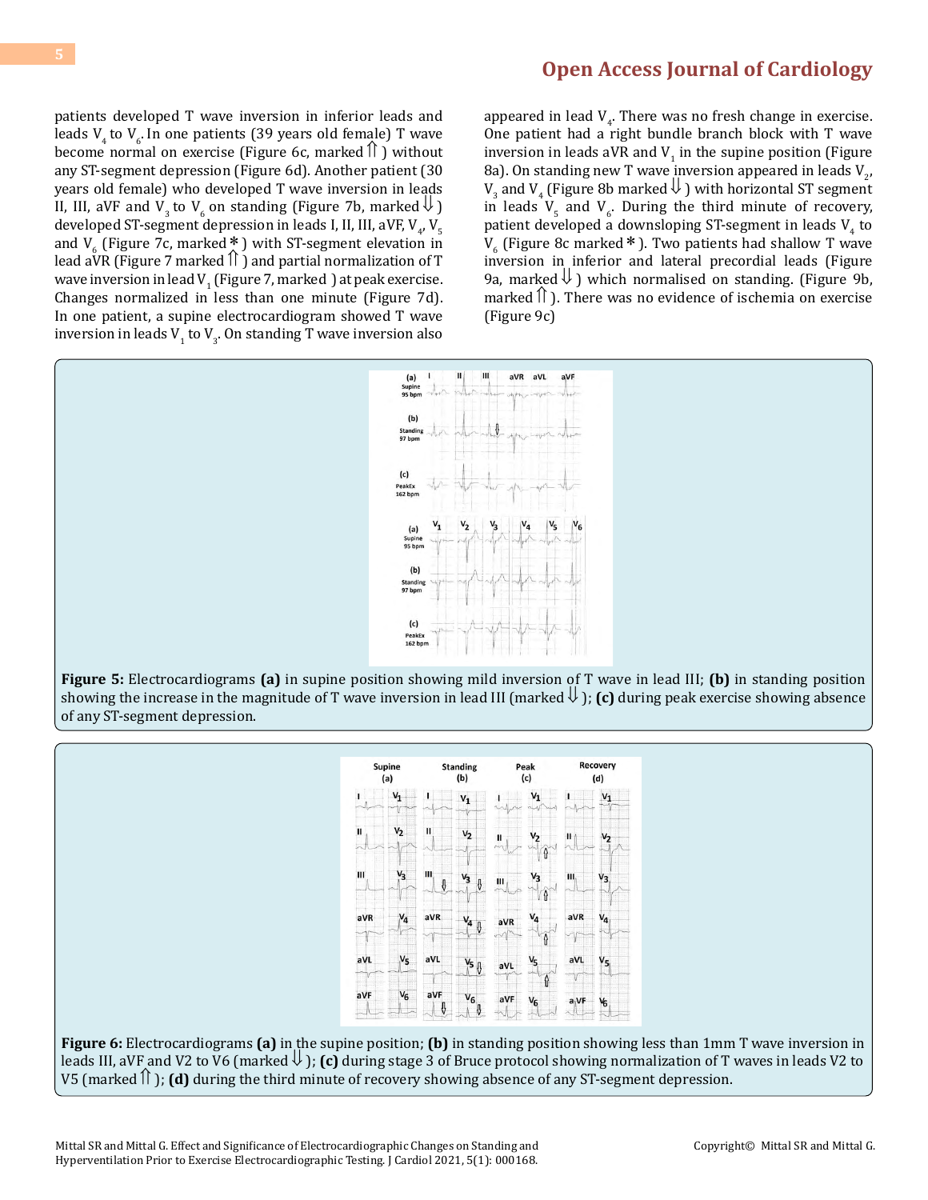patients developed T wave inversion in inferior leads and leads $V_4$ to $V_6$. In one patients (39 years old female) T wave become normal on exercise (Figure 6c, marked ⇑) without any ST-segment depression (Figure 6d). Another patient (30 years old female) who developed T wave inversion in leads II, III, aVF and $V_3$ to $V_6$ on standing (Figure 7b, marked ⇓) developed ST-segment depression in leads I, II, III, aVF, $V_4$, $V_5$ and $V_6$ (Figure 7c, marked *) with ST-segment elevation in lead aVR (Figure 7 marked ⇑) and partial normalization of T wave inversion in lead $V_1$ (Figure 7, marked ) at peak exercise. Changes normalized in less than one minute (Figure 7d). In one patient, a supine electrocardiogram showed T wave inversion in leads $V_1$ to $V_3$. On standing T wave inversion also appeared in lead $V_4$. There was no fresh change in exercise. One patient had a right bundle branch block with T wave inversion in leads aVR and $V_1$ in the supine position (Figure 8a). On standing new T wave inversion appeared in leads $V_2$, $V_3$ and $V_4$ (Figure 8b marked ⇓) with horizontal ST segment in leads $V_5$ and $V_6$. During the third minute of recovery, patient developed a downsloping ST-segment in leads $V_4$ to $V_6$ (Figure 8c marked *). Two patients had shallow T wave inversion in inferior and lateral precordial leads (Figure 9a, marked ⇓) which normalised on standing. (Figure 9b, marked ⇑). There was no evidence of ischemia on exercise (Figure 9c)

**Figure 5:** Electrocardiograms **(a)** in supine position showing mild inversion of T wave in lead III; **(b)** in standing position showing the increase in the magnitude of T wave inversion in lead III (marked ⇓); **(c)** during peak exercise showing absence of any ST-segment depression.

**Figure 6:** Electrocardiograms **(a)** in the supine position; **(b)** in standing position showing less than 1mm T wave inversion in leads III, aVF and V2 to V6 (marked ⇓); **(c)** during stage 3 of Bruce protocol showing normalization of T waves in leads V2 to V5 (marked ⇑); **(d)** during the third minute of recovery showing absence of any ST-segment depression.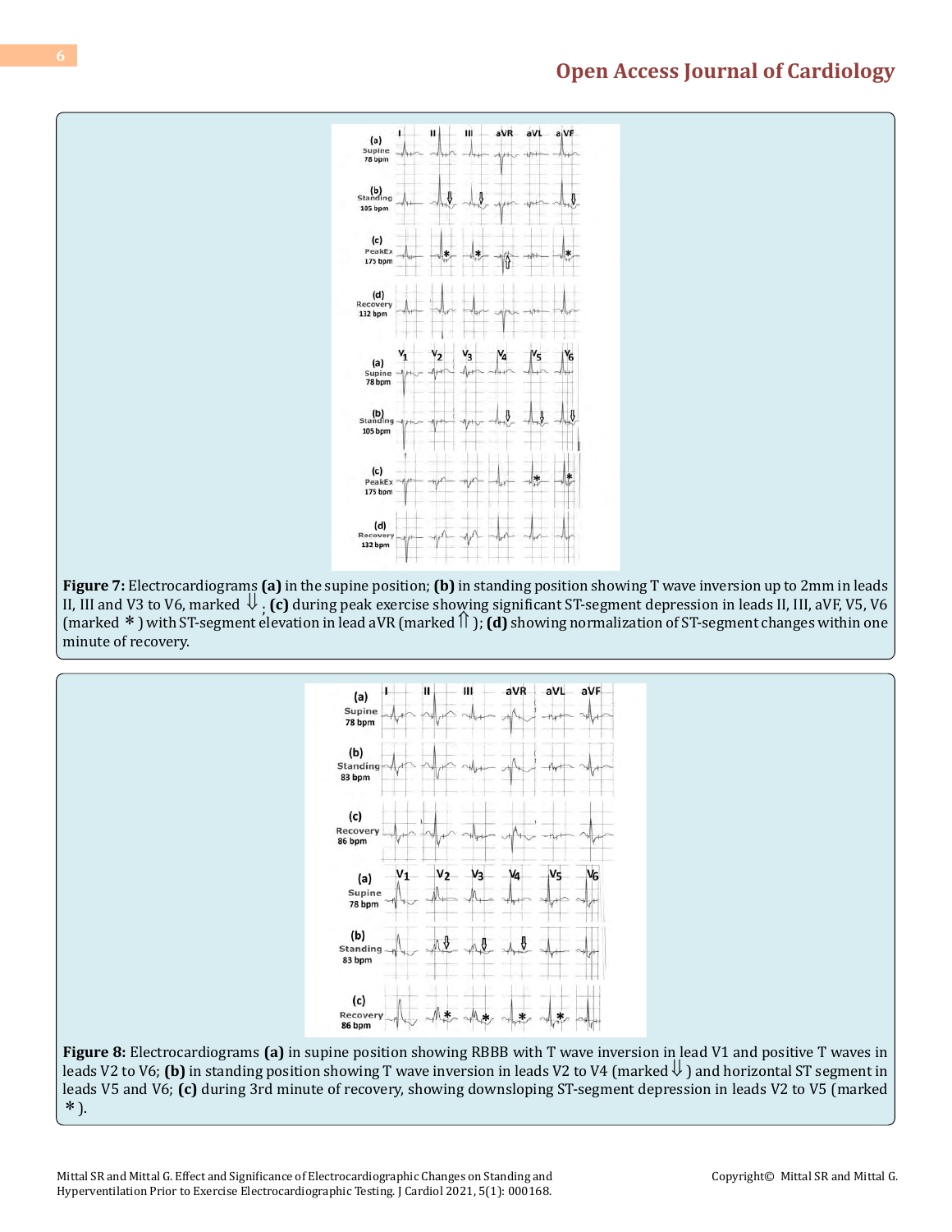**Figure 7:** Electrocardiograms **(a)** in the supine position; **(b)** in standing position showing T wave inversion up to 2mm in leads II, III and V3 to V6, marked ⇓ ; **(c)** during peak exercise showing significant ST-segment depression in leads II, III, aVF, V5, V6 (marked * ) with ST-segment elevation in lead aVR (marked ⇑ ); **(d)** showing normalization of ST-segment changes within one minute of recovery.

**Figure 8:** Electrocardiograms **(a)** in supine position showing RBBB with T wave inversion in lead V1 and positive T waves in leads V2 to V6; **(b)** in standing position showing T wave inversion in leads V2 to V4 (marked ⇓ ) and horizontal ST segment in leads V5 and V6; **(c)** during 3rd minute of recovery, showing downsloping ST-segment depression in leads V2 to V5 (marked * ).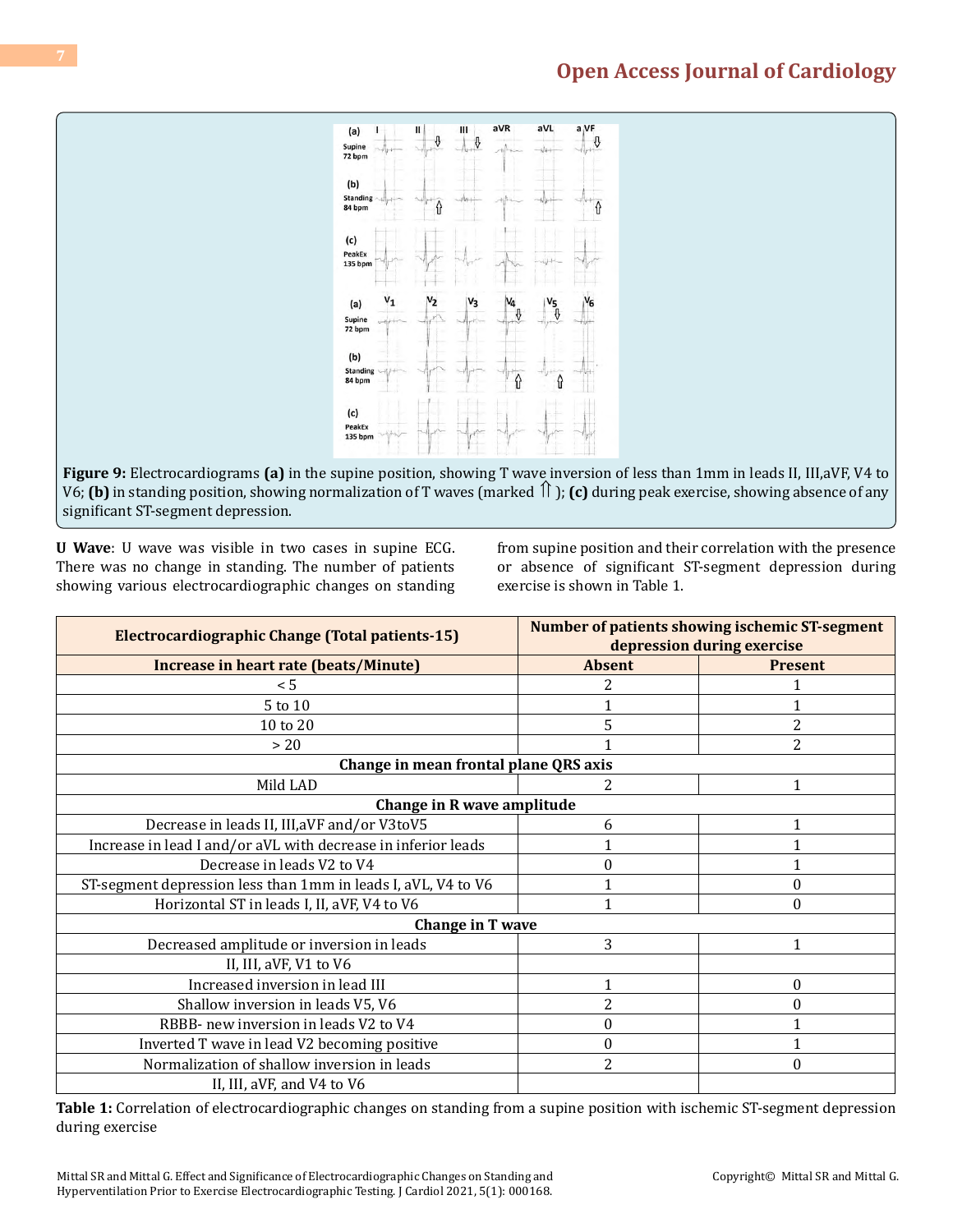**Figure 9:** Electrocardiograms **(a)** in the supine position, showing T wave inversion of less than 1mm in leads II, III,aVF, V4 to V6; **(b)** in standing position, showing normalization of T waves (marked ⇑); **(c)** during peak exercise, showing absence of any significant ST-segment depression.

**U Wave**: U wave was visible in two cases in supine ECG. There was no change in standing. The number of patients showing various electrocardiographic changes on standing from supine position and their correlation with the presence or absence of significant ST-segment depression during exercise is shown in Table 1.

| Electrocardiographic Change (Total patients-15) | Number of patients showing ischemic ST-segment depression during exercise | |
|---|---|---|
| **Increase in heart rate (beats/Minute)** | **Absent** | **Present** |
| < 5 | 2 | 1 |
| 5 to 10 | 1 | 1 |
| 10 to 20 | 5 | 2 |
| > 20 | 1 | 2 |
| **Change in mean frontal plane QRS axis** | | |
| Mild LAD | 2 | 1 |
| **Change in R wave amplitude** | | |
| Decrease in leads II, III,aVF and/or V3toV5 | 6 | 1 |
| Increase in lead I and/or aVL with decrease in inferior leads | 1 | 1 |
| Decrease in leads V2 to V4 | 0 | 1 |
| ST-segment depression less than 1mm in leads I, aVL, V4 to V6 | 1 | 0 |
| Horizontal ST in leads I, II, aVF, V4 to V6 | 1 | 0 |
| **Change in T wave** | | |
| Decreased amplitude or inversion in leads II, III, aVF, V1 to V6 | 3 | 1 |
| Increased inversion in lead III | 1 | 0 |
| Shallow inversion in leads V5, V6 | 2 | 0 |
| RBBB- new inversion in leads V2 to V4 | 0 | 1 |
| Inverted T wave in lead V2 becoming positive | 0 | 1 |
| Normalization of shallow inversion in leads II, III, aVF, and V4 to V6 | 2 | 0 |

**Table 1:** Correlation of electrocardiographic changes on standing from a supine position with ischemic ST-segment depression during exercise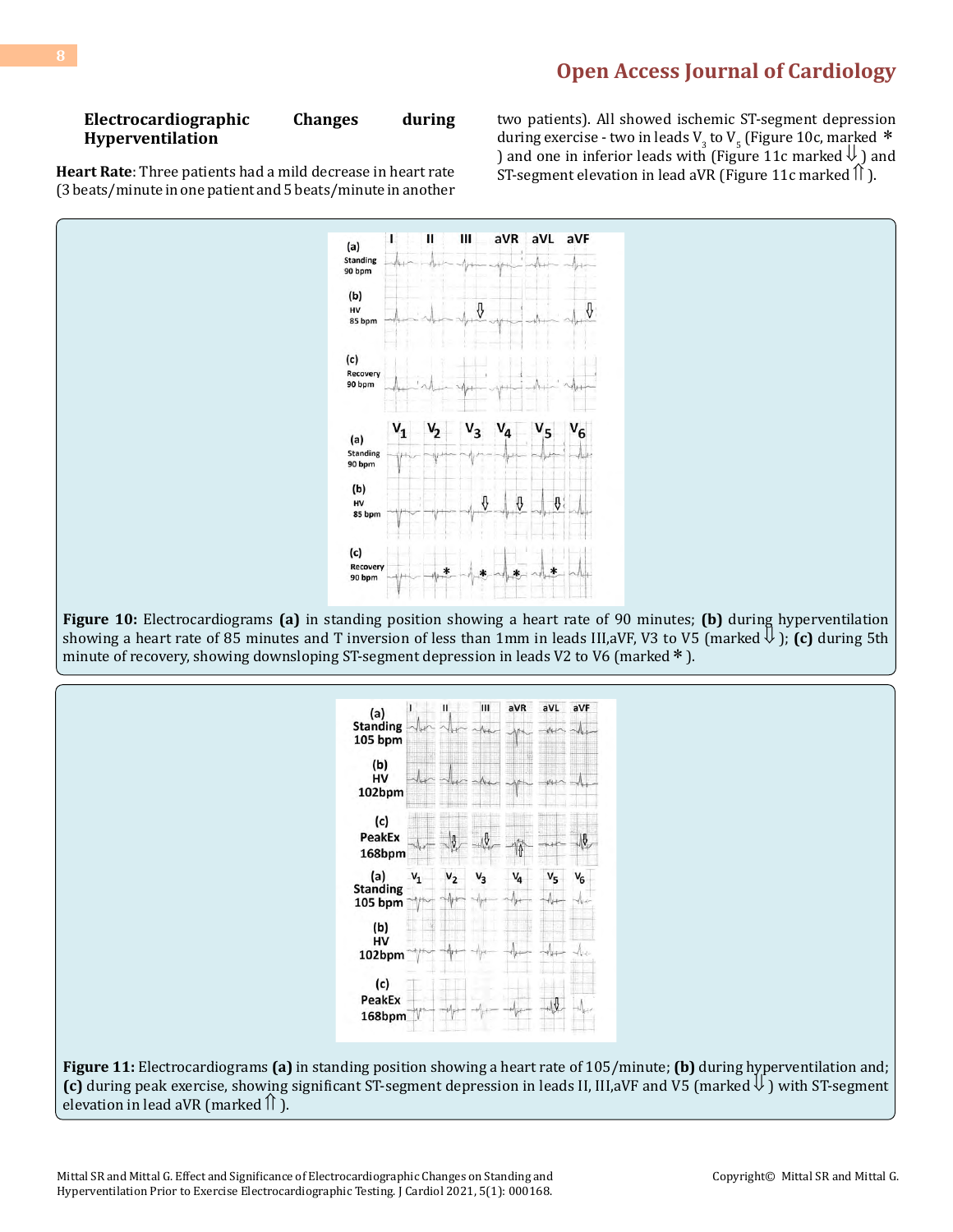### Electrocardiographic Changes during Hyperventilation

**Heart Rate**: Three patients had a mild decrease in heart rate (3 beats/minute in one patient and 5 beats/minute in another two patients). All showed ischemic ST-segment depression during exercise - two in leads $V_3$ to $V_5$ (Figure 10c, marked * ) and one in inferior leads with (Figure 11c marked ⇓ ) and ST-segment elevation in lead aVR (Figure 11c marked ⇑ ).

**Figure 10:** Electrocardiograms **(a)** in standing position showing a heart rate of 90 minutes; **(b)** during hyperventilation showing a heart rate of 85 minutes and T inversion of less than 1mm in leads III,aVF, V3 to V5 (marked ⇓ ); **(c)** during 5th minute of recovery, showing downsloping ST-segment depression in leads V2 to V6 (marked * ).

**Figure 11:** Electrocardiograms **(a)** in standing position showing a heart rate of 105/minute; **(b)** during hyperventilation and; **(c)** during peak exercise, showing significant ST-segment depression in leads II, III,aVF and V5 (marked ⇓ ) with ST-segment elevation in lead aVR (marked ⇑ ).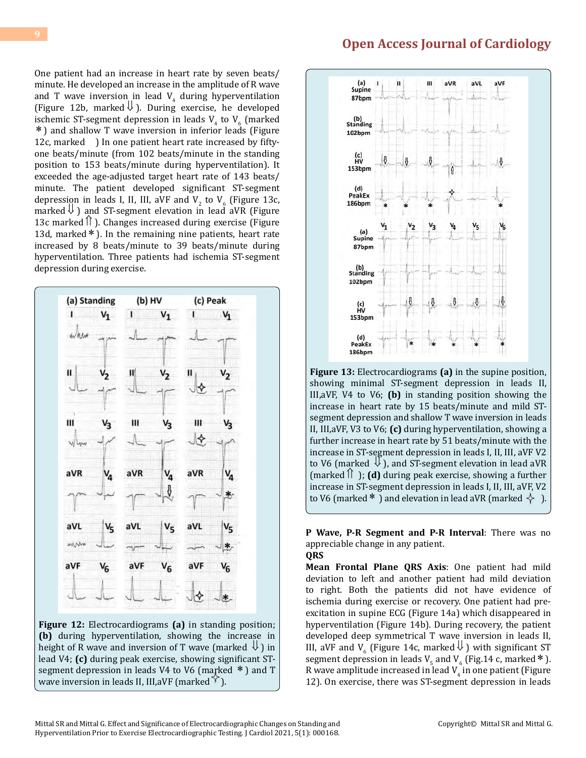One patient had an increase in heart rate by seven beats/minute. He developed an increase in the amplitude of R wave and T wave inversion in lead $V_4$ during hyperventilation (Figure 12b, marked ⇓). During exercise, he developed ischemic ST-segment depression in leads $V_4$ to $V_6$ (marked *) and shallow T wave inversion in inferior leads (Figure 12c, marked ) In one patient heart rate increased by fifty-one beats/minute (from 102 beats/minute in the standing position to 153 beats/minute during hyperventilation). It exceeded the age-adjusted target heart rate of 143 beats/minute. The patient developed significant ST-segment depression in leads I, II, III, aVF and $V_2$ to $V_6$ (Figure 13c, marked ⇓) and ST-segment elevation in lead aVR (Figure 13c marked ⇑). Changes increased during exercise (Figure 13d, marked *). In the remaining nine patients, heart rate increased by 8 beats/minute to 39 beats/minute during hyperventilation. Three patients had ischemia ST-segment depression during exercise.

**Figure 12:** Electrocardiograms **(a)** in standing position; **(b)** during hyperventilation, showing the increase in height of R wave and inversion of T wave (marked ⇓) in lead V4; **(c)** during peak exercise, showing significant ST-segment depression in leads V4 to V6 (marked *) and T wave inversion in leads II, III,aVF (marked ✧).

**Figure 13:** Electrocardiograms **(a)** in the supine position, showing minimal ST-segment depression in leads II, III,aVF, V4 to V6; **(b)** in standing position showing the increase in heart rate by 15 beats/minute and mild ST-segment depression and shallow T wave inversion in leads II, III,aVF, V3 to V6; **(c)** during hyperventilation, showing a further increase in heart rate by 51 beats/minute with the increase in ST-segment depression in leads I, II, III, aVF V2 to V6 (marked ⇓), and ST-segment elevation in lead aVR (marked ⇑); **(d)** during peak exercise, showing a further increase in ST-segment depression in leads I, II, III, aVF, V2 to V6 (marked * ) and elevation in lead aVR (marked ✧).

**P Wave, P-R Segment and P-R Interval**: There was no appreciable change in any patient.

**QRS**

**Mean Frontal Plane QRS Axis**: One patient had mild deviation to left and another patient had mild deviation to right. Both the patients did not have evidence of ischemia during exercise or recovery. One patient had pre-excitation in supine ECG (Figure 14a) which disappeared in hyperventilation (Figure 14b). During recovery, the patient developed deep symmetrical T wave inversion in leads II, III, aVF and $V_6$ (Figure 14c, marked ⇓) with significant ST segment depression in leads $V_5$ and $V_6$ (Fig.14 c, marked *). R wave amplitude increased in lead $V_4$ in one patient (Figure 12). On exercise, there was ST-segment depression in leads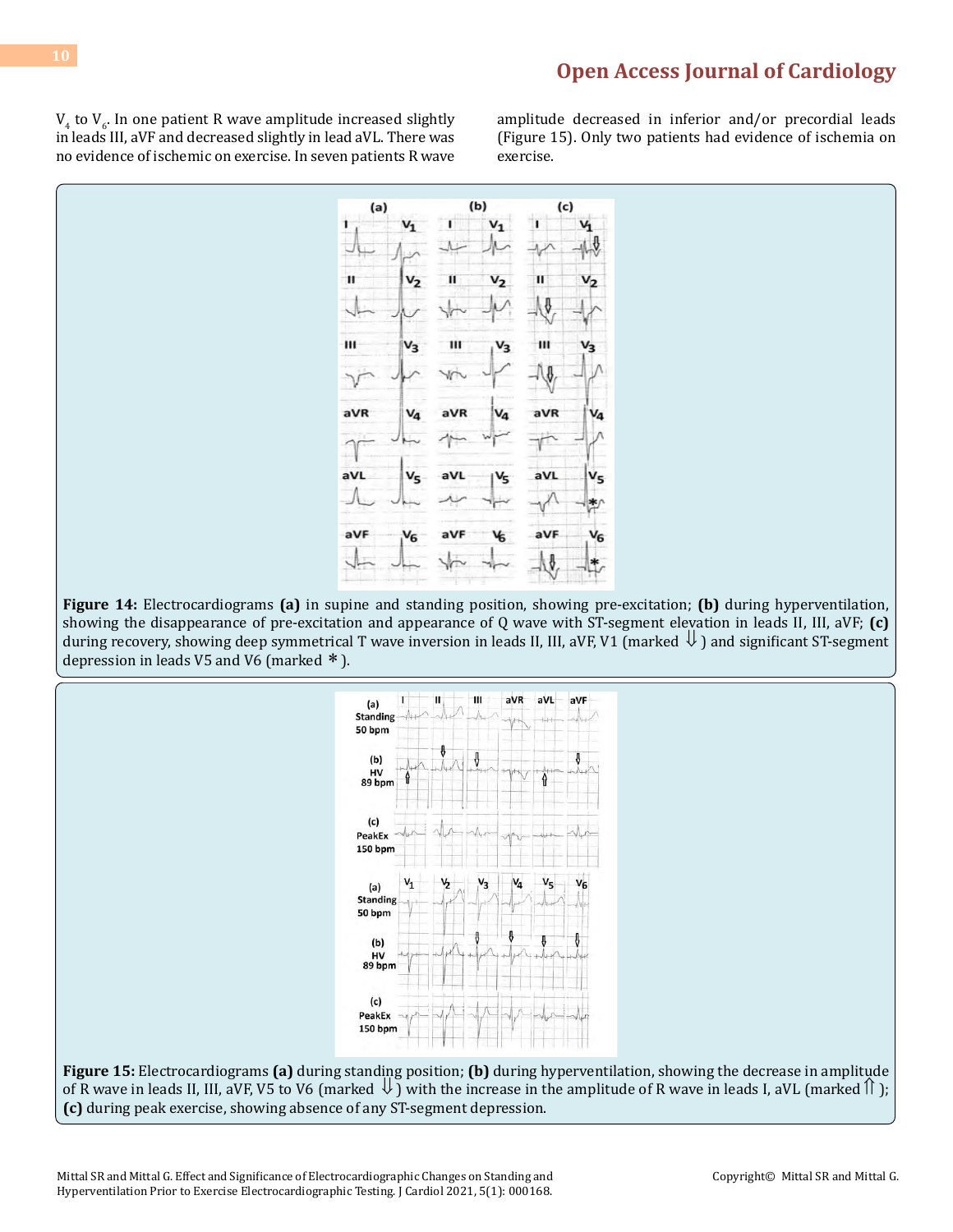$V_4$ to $V_6$. In one patient R wave amplitude increased slightly in leads III, aVF and decreased slightly in lead aVL. There was no evidence of ischemic on exercise. In seven patients R wave amplitude decreased in inferior and/or precordial leads (Figure 15). Only two patients had evidence of ischemia on exercise.

**Figure 14:** Electrocardiograms **(a)** in supine and standing position, showing pre-excitation; **(b)** during hyperventilation, showing the disappearance of pre-excitation and appearance of Q wave with ST-segment elevation in leads II, III, aVF; **(c)** during recovery, showing deep symmetrical T wave inversion in leads II, III, aVF, V1 (marked ⇓) and significant ST-segment depression in leads V5 and V6 (marked *).

**Figure 15:** Electrocardiograms **(a)** during standing position; **(b)** during hyperventilation, showing the decrease in amplitude of R wave in leads II, III, aVF, V5 to V6 (marked ⇓) with the increase in the amplitude of R wave in leads I, aVL (marked ⇑); **(c)** during peak exercise, showing absence of any ST-segment depression.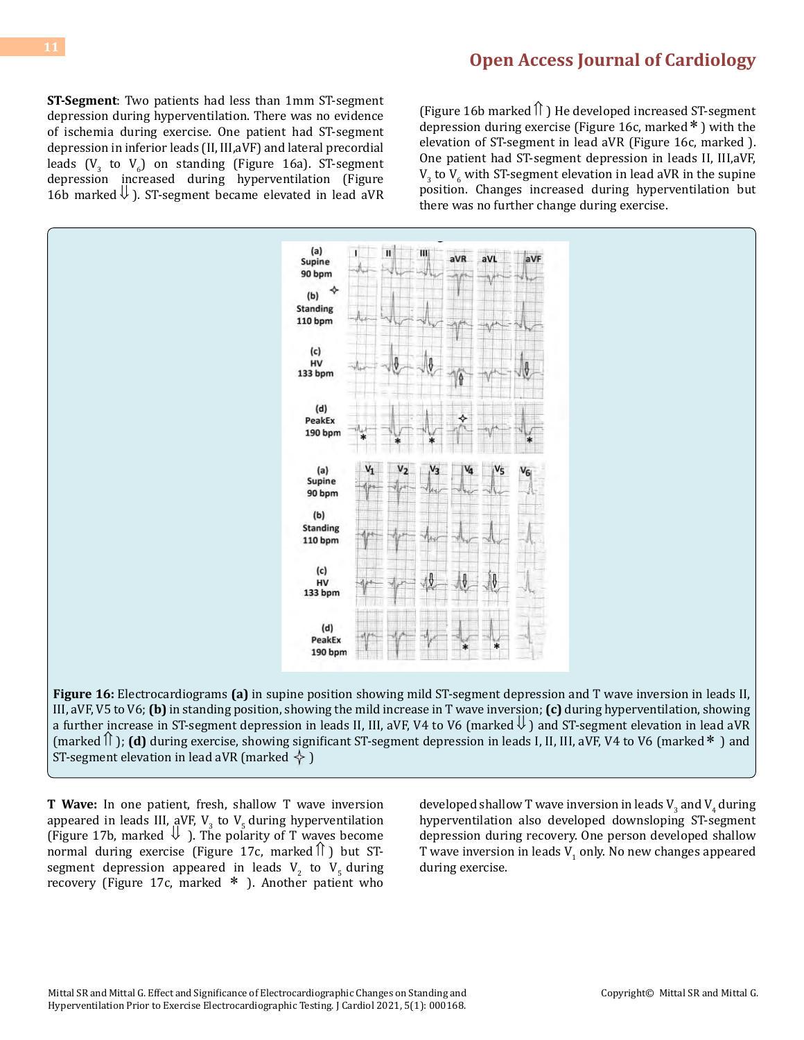**ST-Segment**: Two patients had less than 1mm ST-segment depression during hyperventilation. There was no evidence of ischemia during exercise. One patient had ST-segment depression in inferior leads (II, III,aVF) and lateral precordial leads ($V_3$ to $V_6$) on standing (Figure 16a). ST-segment depression increased during hyperventilation (Figure 16b marked ⇓). ST-segment became elevated in lead aVR (Figure 16b marked ⇑) He developed increased ST-segment depression during exercise (Figure 16c, marked *) with the elevation of ST-segment in lead aVR (Figure 16c, marked ). One patient had ST-segment depression in leads II, III,aVF, $V_3$ to $V_6$ with ST-segment elevation in lead aVR in the supine position. Changes increased during hyperventilation but there was no further change during exercise.

**Figure 16:** Electrocardiograms **(a)** in supine position showing mild ST-segment depression and T wave inversion in leads II, III, aVF, V5 to V6; **(b)** in standing position, showing the mild increase in T wave inversion; **(c)** during hyperventilation, showing a further increase in ST-segment depression in leads II, III, aVF, V4 to V6 (marked ⇓) and ST-segment elevation in lead aVR (marked ⇑); **(d)** during exercise, showing significant ST-segment depression in leads I, II, III, aVF, V4 to V6 (marked * ) and ST-segment elevation in lead aVR (marked ✧)

**T Wave:** In one patient, fresh, shallow T wave inversion appeared in leads III, aVF, $V_3$ to $V_5$ during hyperventilation (Figure 17b, marked ⇓). The polarity of T waves become normal during exercise (Figure 17c, marked ⇑) but ST-segment depression appeared in leads $V_2$ to $V_5$ during recovery (Figure 17c, marked * ). Another patient who developed shallow T wave inversion in leads $V_3$ and $V_4$ during hyperventilation also developed downsloping ST-segment depression during recovery. One person developed shallow T wave inversion in leads $V_1$ only. No new changes appeared during exercise.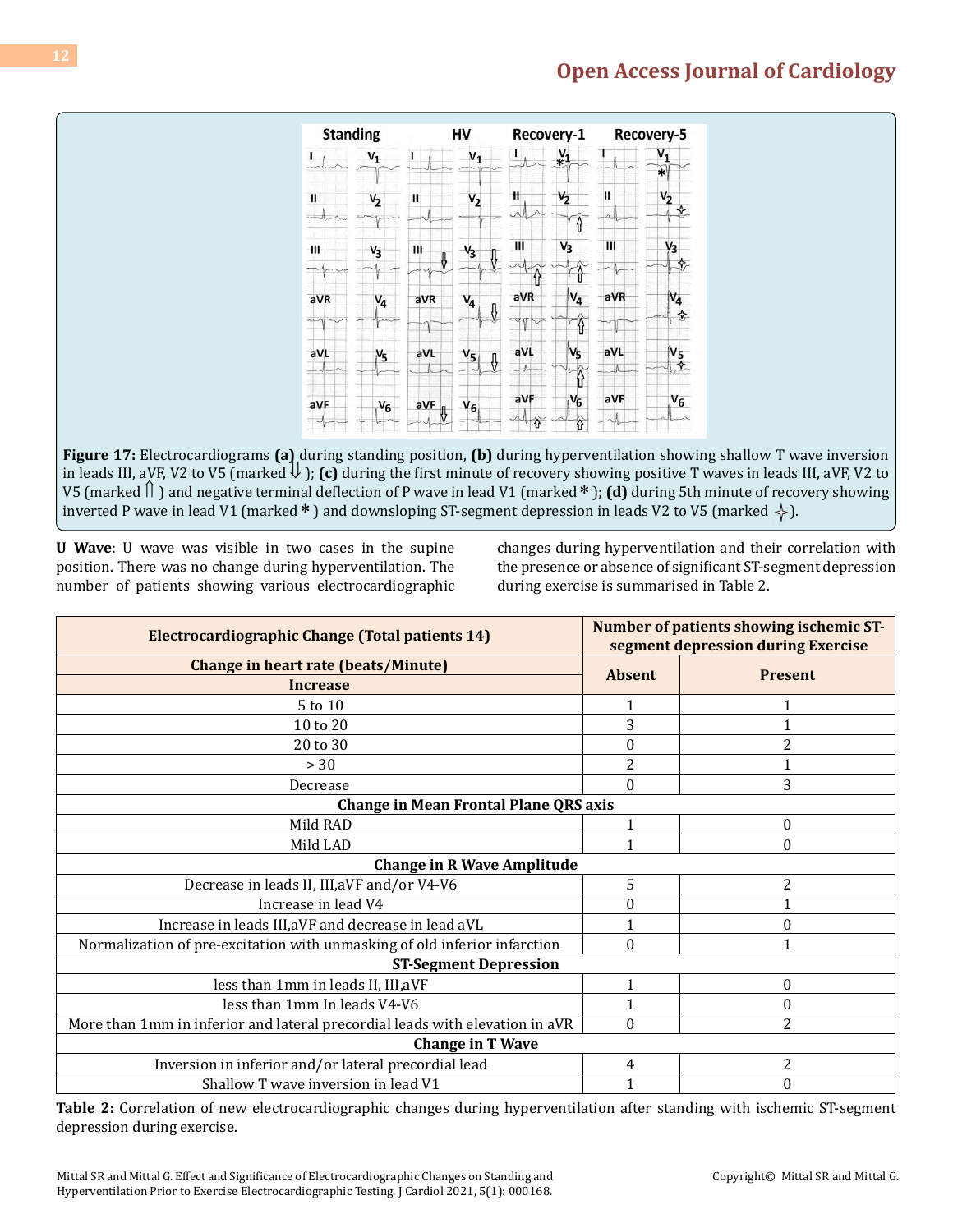Figure 17: Electrocardiograms **(a)** during standing position, **(b)** during hyperventilation showing shallow T wave inversion in leads III, aVF, V2 to V5 (marked ⇩); **(c)** during the first minute of recovery showing positive T waves in leads III, aVF, V2 to V5 (marked ⇧) and negative terminal deflection of P wave in lead V1 (marked *); **(d)** during 5th minute of recovery showing inverted P wave in lead V1 (marked *) and downsloping ST-segment depression in leads V2 to V5 (marked ✧).

**U Wave**: U wave was visible in two cases in the supine position. There was no change during hyperventilation. The number of patients showing various electrocardiographic changes during hyperventilation and their correlation with the presence or absence of significant ST-segment depression during exercise is summarised in Table 2.

| Electrocardiographic Change (Total patients 14) | Number of patients showing ischemic ST-segment depression during Exercise | |
|---|---|---|
| **Change in heart rate (beats/Minute)** | **Absent** | **Present** |
| **Increase** | | |
| 5 to 10 | 1 | 1 |
| 10 to 20 | 3 | 1 |
| 20 to 30 | 0 | 2 |
| > 30 | 2 | 1 |
| Decrease | 0 | 3 |
| **Change in Mean Frontal Plane QRS axis** | | |
| Mild RAD | 1 | 0 |
| Mild LAD | 1 | 0 |
| **Change in R Wave Amplitude** | | |
| Decrease in leads II, III,aVF and/or V4-V6 | 5 | 2 |
| Increase in lead V4 | 0 | 1 |
| Increase in leads III,aVF and decrease in lead aVL | 1 | 0 |
| Normalization of pre-excitation with unmasking of old inferior infarction | 0 | 1 |
| **ST-Segment Depression** | | |
| less than 1mm in leads II, III,aVF | 1 | 0 |
| less than 1mm In leads V4-V6 | 1 | 0 |
| More than 1mm in inferior and lateral precordial leads with elevation in aVR | 0 | 2 |
| **Change in T Wave** | | |
| Inversion in inferior and/or lateral precordial lead | 4 | 2 |
| Shallow T wave inversion in lead V1 | 1 | 0 |

**Table 2:** Correlation of new electrocardiographic changes during hyperventilation after standing with ischemic ST-segment depression during exercise.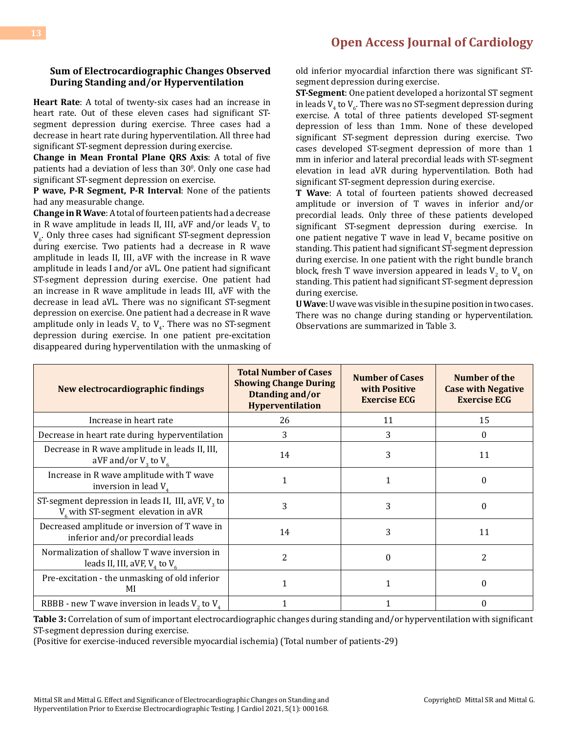### Sum of Electrocardiographic Changes Observed During Standing and/or Hyperventilation

**Heart Rate**: A total of twenty-six cases had an increase in heart rate. Out of these eleven cases had significant ST-segment depression during exercise. Three cases had a decrease in heart rate during hyperventilation. All three had significant ST-segment depression during exercise.

**Change in Mean Frontal Plane QRS Axis**: A total of five patients had a deviation of less than $30^0$. Only one case had significant ST-segment depression on exercise.

**P wave, P-R Segment, P-R Interval**: None of the patients had any measurable change.

**Change in R Wave**: A total of fourteen patients had a decrease in R wave amplitude in leads II, III, aVF and/or leads $V_3$ to $V_6$. Only three cases had significant ST-segment depression during exercise. Two patients had a decrease in R wave amplitude in leads II, III, aVF with the increase in R wave amplitude in leads I and/or aVL. One patient had significant ST-segment depression during exercise. One patient had an increase in R wave amplitude in leads III, aVF with the decrease in lead aVL. There was no significant ST-segment depression on exercise. One patient had a decrease in R wave amplitude only in leads $V_2$ to $V_4$. There was no ST-segment depression during exercise. In one patient pre-excitation disappeared during hyperventilation with the unmasking of old inferior myocardial infarction there was significant ST-segment depression during exercise.

**ST-Segment**: One patient developed a horizontal ST segment in leads $V_4$ to $V_6$. There was no ST-segment depression during exercise. A total of three patients developed ST-segment depression of less than 1mm. None of these developed significant ST-segment depression during exercise. Two cases developed ST-segment depression of more than 1 mm in inferior and lateral precordial leads with ST-segment elevation in lead aVR during hyperventilation. Both had significant ST-segment depression during exercise.

**T Wave**: A total of fourteen patients showed decreased amplitude or inversion of T waves in inferior and/or precordial leads. Only three of these patients developed significant ST-segment depression during exercise. In one patient negative T wave in lead $V_1$ became positive on standing. This patient had significant ST-segment depression during exercise. In one patient with the right bundle branch block, fresh T wave inversion appeared in leads $V_2$ to $V_4$ on standing. This patient had significant ST-segment depression during exercise.

**U Wave**: U wave was visible in the supine position in two cases. There was no change during standing or hyperventilation. Observations are summarized in Table 3.

| New electrocardiographic findings | Total Number of Cases Showing Change During Dtanding and/or Hyperventilation | Number of Cases with Positive Exercise ECG | Number of the Case with Negative Exercise ECG |
|---|---|---|---|
| Increase in heart rate | 26 | 11 | 15 |
| Decrease in heart rate during hyperventilation | 3 | 3 | 0 |
| Decrease in R wave amplitude in leads II, III, aVF and/or $V_3$ to $V_6$ | 14 | 3 | 11 |
| Increase in R wave amplitude with T wave inversion in lead $V_4$ | 1 | 1 | 0 |
| ST-segment depression in leads II, III, aVF, $V_3$ to $V_6$ with ST-segment elevation in aVR | 3 | 3 | 0 |
| Decreased amplitude or inversion of T wave in inferior and/or precordial leads | 14 | 3 | 11 |
| Normalization of shallow T wave inversion in leads II, III, aVF, $V_4$ to $V_6$ | 2 | 0 | 2 |
| Pre-excitation - the unmasking of old inferior MI | 1 | 1 | 0 |
| RBBB - new T wave inversion in leads $V_2$ to $V_4$ | 1 | 1 | 0 |

**Table 3:** Correlation of sum of important electrocardiographic changes during standing and/or hyperventilation with significant ST-segment depression during exercise.
(Positive for exercise-induced reversible myocardial ischemia) (Total number of patients-29)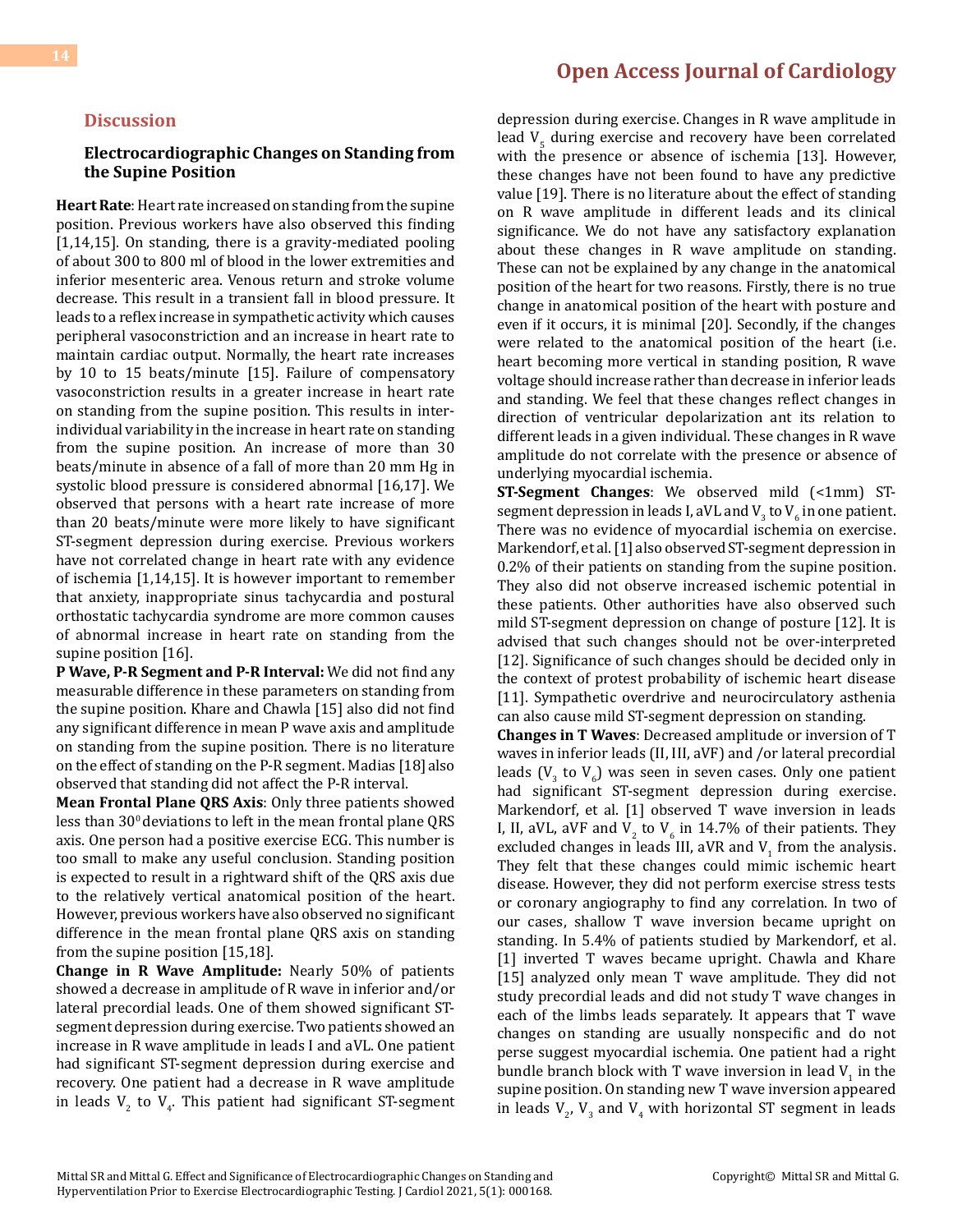## Discussion

### Electrocardiographic Changes on Standing from the Supine Position

**Heart Rate**: Heart rate increased on standing from the supine position. Previous workers have also observed this finding [1,14,15]. On standing, there is a gravity-mediated pooling of about 300 to 800 ml of blood in the lower extremities and inferior mesenteric area. Venous return and stroke volume decrease. This result in a transient fall in blood pressure. It leads to a reflex increase in sympathetic activity which causes peripheral vasoconstriction and an increase in heart rate to maintain cardiac output. Normally, the heart rate increases by 10 to 15 beats/minute [15]. Failure of compensatory vasoconstriction results in a greater increase in heart rate on standing from the supine position. This results in inter-individual variability in the increase in heart rate on standing from the supine position. An increase of more than 30 beats/minute in absence of a fall of more than 20 mm Hg in systolic blood pressure is considered abnormal [16,17]. We observed that persons with a heart rate increase of more than 20 beats/minute were more likely to have significant ST-segment depression during exercise. Previous workers have not correlated change in heart rate with any evidence of ischemia [1,14,15]. It is however important to remember that anxiety, inappropriate sinus tachycardia and postural orthostatic tachycardia syndrome are more common causes of abnormal increase in heart rate on standing from the supine position [16].

**P Wave, P-R Segment and P-R Interval:** We did not find any measurable difference in these parameters on standing from the supine position. Khare and Chawla [15] also did not find any significant difference in mean P wave axis and amplitude on standing from the supine position. There is no literature on the effect of standing on the P-R segment. Madias [18] also observed that standing did not affect the P-R interval.

**Mean Frontal Plane QRS Axis**: Only three patients showed less than $30^0$ deviations to left in the mean frontal plane QRS axis. One person had a positive exercise ECG. This number is too small to make any useful conclusion. Standing position is expected to result in a rightward shift of the QRS axis due to the relatively vertical anatomical position of the heart. However, previous workers have also observed no significant difference in the mean frontal plane QRS axis on standing from the supine position [15,18].

**Change in R Wave Amplitude:** Nearly 50% of patients showed a decrease in amplitude of R wave in inferior and/or lateral precordial leads. One of them showed significant ST-segment depression during exercise. Two patients showed an increase in R wave amplitude in leads I and aVL. One patient had significant ST-segment depression during exercise and recovery. One patient had a decrease in R wave amplitude in leads $V_2$ to $V_4$. This patient had significant ST-segment depression during exercise. Changes in R wave amplitude in lead $V_5$ during exercise and recovery have been correlated with the presence or absence of ischemia [13]. However, these changes have not been found to have any predictive value [19]. There is no literature about the effect of standing on R wave amplitude in different leads and its clinical significance. We do not have any satisfactory explanation about these changes in R wave amplitude on standing. These can not be explained by any change in the anatomical position of the heart for two reasons. Firstly, there is no true change in anatomical position of the heart with posture and even if it occurs, it is minimal [20]. Secondly, if the changes were related to the anatomical position of the heart (i.e. heart becoming more vertical in standing position, R wave voltage should increase rather than decrease in inferior leads and standing. We feel that these changes reflect changes in direction of ventricular depolarization ant its relation to different leads in a given individual. These changes in R wave amplitude do not correlate with the presence or absence of underlying myocardial ischemia.

**ST-Segment Changes**: We observed mild (<1mm) ST-segment depression in leads I, aVL and $V_3$ to $V_6$ in one patient. There was no evidence of myocardial ischemia on exercise. Markendorf, et al. [1] also observed ST-segment depression in 0.2% of their patients on standing from the supine position. They also did not observe increased ischemic potential in these patients. Other authorities have also observed such mild ST-segment depression on change of posture [12]. It is advised that such changes should not be over-interpreted [12]. Significance of such changes should be decided only in the context of protest probability of ischemic heart disease [11]. Sympathetic overdrive and neurocirculatory asthenia can also cause mild ST-segment depression on standing.

**Changes in T Waves**: Decreased amplitude or inversion of T waves in inferior leads (II, III, aVF) and /or lateral precordial leads ($V_3$ to $V_6$) was seen in seven cases. Only one patient had significant ST-segment depression during exercise. Markendorf, et al. [1] observed T wave inversion in leads I, II, aVL, aVF and $V_2$ to $V_6$ in 14.7% of their patients. They excluded changes in leads III, aVR and $V_1$ from the analysis. They felt that these changes could mimic ischemic heart disease. However, they did not perform exercise stress tests or coronary angiography to find any correlation. In two of our cases, shallow T wave inversion became upright on standing. In 5.4% of patients studied by Markendorf, et al. [1] inverted T waves became upright. Chawla and Khare [15] analyzed only mean T wave amplitude. They did not study precordial leads and did not study T wave changes in each of the limbs leads separately. It appears that T wave changes on standing are usually nonspecific and do not perse suggest myocardial ischemia. One patient had a right bundle branch block with T wave inversion in lead $V_1$ in the supine position. On standing new T wave inversion appeared in leads $V_2$, $V_3$ and $V_4$ with horizontal ST segment in leads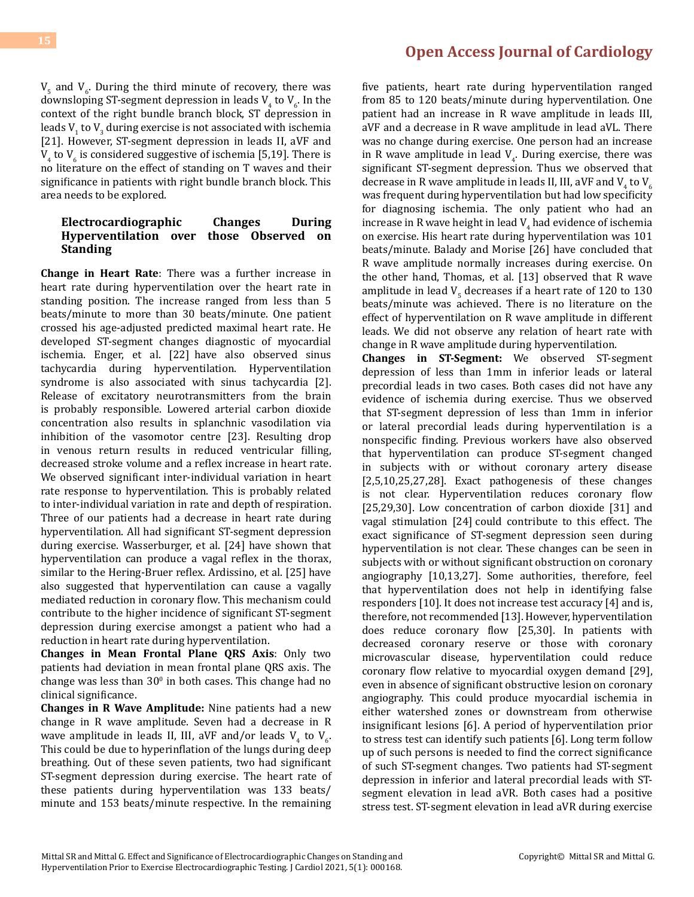$V_5$ and $V_6$. During the third minute of recovery, there was downsloping ST-segment depression in leads $V_4$ to $V_6$. In the context of the right bundle branch block, ST depression in leads $V_1$ to $V_3$ during exercise is not associated with ischemia [21]. However, ST-segment depression in leads II, aVF and $V_4$ to $V_6$ is considered suggestive of ischemia [5,19]. There is no literature on the effect of standing on T waves and their significance in patients with right bundle branch block. This area needs to be explored.

### Electrocardiographic Changes During Hyperventilation over those Observed on Standing

**Change in Heart Rate**: There was a further increase in heart rate during hyperventilation over the heart rate in standing position. The increase ranged from less than 5 beats/minute to more than 30 beats/minute. One patient crossed his age-adjusted predicted maximal heart rate. He developed ST-segment changes diagnostic of myocardial ischemia. Enger, et al. [22] have also observed sinus tachycardia during hyperventilation. Hyperventilation syndrome is also associated with sinus tachycardia [2]. Release of excitatory neurotransmitters from the brain is probably responsible. Lowered arterial carbon dioxide concentration also results in splanchnic vasodilation via inhibition of the vasomotor centre [23]. Resulting drop in venous return results in reduced ventricular filling, decreased stroke volume and a reflex increase in heart rate. We observed significant inter-individual variation in heart rate response to hyperventilation. This is probably related to inter-individual variation in rate and depth of respiration. Three of our patients had a decrease in heart rate during hyperventilation. All had significant ST-segment depression during exercise. Wasserburger, et al. [24] have shown that hyperventilation can produce a vagal reflex in the thorax, similar to the Hering-Bruer reflex. Ardissino, et al. [25] have also suggested that hyperventilation can cause a vagally mediated reduction in coronary flow. This mechanism could contribute to the higher incidence of significant ST-segment depression during exercise amongst a patient who had a reduction in heart rate during hyperventilation.

**Changes in Mean Frontal Plane QRS Axis**: Only two patients had deviation in mean frontal plane QRS axis. The change was less than $30^0$ in both cases. This change had no clinical significance.

**Changes in R Wave Amplitude:** Nine patients had a new change in R wave amplitude. Seven had a decrease in R wave amplitude in leads II, III, aVF and/or leads $V_4$ to $V_6$. This could be due to hyperinflation of the lungs during deep breathing. Out of these seven patients, two had significant ST-segment depression during exercise. The heart rate of these patients during hyperventilation was 133 beats/minute and 153 beats/minute respective. In the remaining five patients, heart rate during hyperventilation ranged from 85 to 120 beats/minute during hyperventilation. One patient had an increase in R wave amplitude in leads III, aVF and a decrease in R wave amplitude in lead aVL. There was no change during exercise. One person had an increase in R wave amplitude in lead $V_4$. During exercise, there was significant ST-segment depression. Thus we observed that decrease in R wave amplitude in leads II, III, aVF and $V_4$ to $V_6$ was frequent during hyperventilation but had low specificity for diagnosing ischemia. The only patient who had an increase in R wave height in lead $V_4$ had evidence of ischemia on exercise. His heart rate during hyperventilation was 101 beats/minute. Balady and Morise [26] have concluded that R wave amplitude normally increases during exercise. On the other hand, Thomas, et al. [13] observed that R wave amplitude in lead $V_5$ decreases if a heart rate of 120 to 130 beats/minute was achieved. There is no literature on the effect of hyperventilation on R wave amplitude in different leads. We did not observe any relation of heart rate with change in R wave amplitude during hyperventilation.

**Changes in ST-Segment:** We observed ST-segment depression of less than 1mm in inferior leads or lateral precordial leads in two cases. Both cases did not have any evidence of ischemia during exercise. Thus we observed that ST-segment depression of less than 1mm in inferior or lateral precordial leads during hyperventilation is a nonspecific finding. Previous workers have also observed that hyperventilation can produce ST-segment changed in subjects with or without coronary artery disease [2,5,10,25,27,28]. Exact pathogenesis of these changes is not clear. Hyperventilation reduces coronary flow [25,29,30]. Low concentration of carbon dioxide [31] and vagal stimulation [24] could contribute to this effect. The exact significance of ST-segment depression seen during hyperventilation is not clear. These changes can be seen in subjects with or without significant obstruction on coronary angiography [10,13,27]. Some authorities, therefore, feel that hyperventilation does not help in identifying false responders [10]. It does not increase test accuracy [4] and is, therefore, not recommended [13]. However, hyperventilation does reduce coronary flow [25,30]. In patients with decreased coronary reserve or those with coronary microvascular disease, hyperventilation could reduce coronary flow relative to myocardial oxygen demand [29], even in absence of significant obstructive lesion on coronary angiography. This could produce myocardial ischemia in either watershed zones or downstream from otherwise insignificant lesions [6]. A period of hyperventilation prior to stress test can identify such patients [6]. Long term follow up of such persons is needed to find the correct significance of such ST-segment changes. Two patients had ST-segment depression in inferior and lateral precordial leads with ST-segment elevation in lead aVR. Both cases had a positive stress test. ST-segment elevation in lead aVR during exercise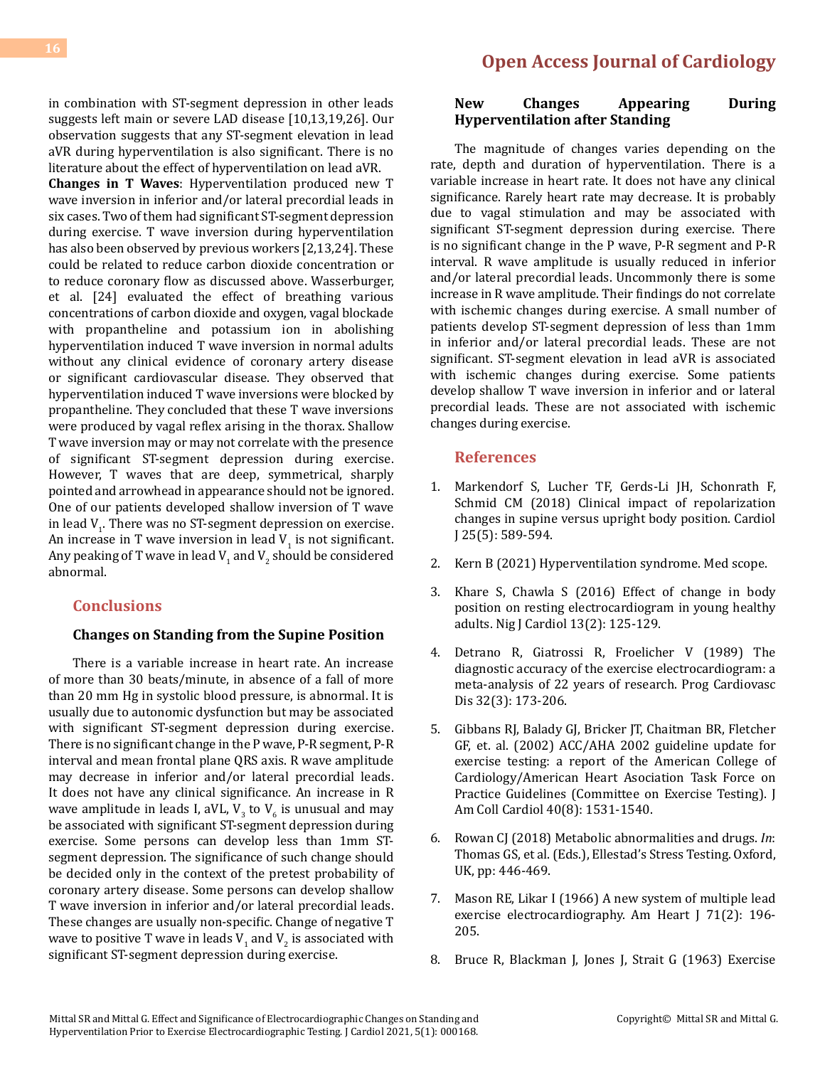in combination with ST-segment depression in other leads suggests left main or severe LAD disease [10,13,19,26]. Our observation suggests that any ST-segment elevation in lead aVR during hyperventilation is also significant. There is no literature about the effect of hyperventilation on lead aVR.

**Changes in T Waves**: Hyperventilation produced new T wave inversion in inferior and/or lateral precordial leads in six cases. Two of them had significant ST-segment depression during exercise. T wave inversion during hyperventilation has also been observed by previous workers [2,13,24]. These could be related to reduce carbon dioxide concentration or to reduce coronary flow as discussed above. Wasserburger, et al. [24] evaluated the effect of breathing various concentrations of carbon dioxide and oxygen, vagal blockade with propantheline and potassium ion in abolishing hyperventilation induced T wave inversion in normal adults without any clinical evidence of coronary artery disease or significant cardiovascular disease. They observed that hyperventilation induced T wave inversions were blocked by propantheline. They concluded that these T wave inversions were produced by vagal reflex arising in the thorax. Shallow T wave inversion may or may not correlate with the presence of significant ST-segment depression during exercise. However, T waves that are deep, symmetrical, sharply pointed and arrowhead in appearance should not be ignored. One of our patients developed shallow inversion of T wave in lead $V_1$. There was no ST-segment depression on exercise. An increase in T wave inversion in lead $V_1$ is not significant. Any peaking of T wave in lead $V_1$ and $V_2$ should be considered abnormal.

## Conclusions

### Changes on Standing from the Supine Position

There is a variable increase in heart rate. An increase of more than 30 beats/minute, in absence of a fall of more than 20 mm Hg in systolic blood pressure, is abnormal. It is usually due to autonomic dysfunction but may be associated with significant ST-segment depression during exercise. There is no significant change in the P wave, P-R segment, P-R interval and mean frontal plane QRS axis. R wave amplitude may decrease in inferior and/or lateral precordial leads. It does not have any clinical significance. An increase in R wave amplitude in leads I, aVL, $V_3$ to $V_6$ is unusual and may be associated with significant ST-segment depression during exercise. Some persons can develop less than 1mm ST-segment depression. The significance of such change should be decided only in the context of the pretest probability of coronary artery disease. Some persons can develop shallow T wave inversion in inferior and/or lateral precordial leads. These changes are usually non-specific. Change of negative T wave to positive T wave in leads $V_1$ and $V_2$ is associated with significant ST-segment depression during exercise.

### New Changes Appearing During Hyperventilation after Standing

The magnitude of changes varies depending on the rate, depth and duration of hyperventilation. There is a variable increase in heart rate. It does not have any clinical significance. Rarely heart rate may decrease. It is probably due to vagal stimulation and may be associated with significant ST-segment depression during exercise. There is no significant change in the P wave, P-R segment and P-R interval. R wave amplitude is usually reduced in inferior and/or lateral precordial leads. Uncommonly there is some increase in R wave amplitude. Their findings do not correlate with ischemic changes during exercise. A small number of patients develop ST-segment depression of less than 1mm in inferior and/or lateral precordial leads. These are not significant. ST-segment elevation in lead aVR is associated with ischemic changes during exercise. Some patients develop shallow T wave inversion in inferior and or lateral precordial leads. These are not associated with ischemic changes during exercise.

## References

1. Markendorf S, Lucher TF, Gerds-Li JH, Schonrath F, Schmid CM (2018) Clinical impact of repolarization changes in supine versus upright body position. Cardiol J 25(5): 589-594.
2. Kern B (2021) Hyperventilation syndrome. Med scope.
3. Khare S, Chawla S (2016) Effect of change in body position on resting electrocardiogram in young healthy adults. Nig J Cardiol 13(2): 125-129.
4. Detrano R, Giatrossi R, Froelicher V (1989) The diagnostic accuracy of the exercise electrocardiogram: a meta-analysis of 22 years of research. Prog Cardiovasc Dis 32(3): 173-206.
5. Gibbans RJ, Balady GJ, Bricker JT, Chaitman BR, Fletcher GF, et. al. (2002) ACC/AHA 2002 guideline update for exercise testing: a report of the American College of Cardiology/American Heart Asociation Task Force on Practice Guidelines (Committee on Exercise Testing). J Am Coll Cardiol 40(8): 1531-1540.
6. Rowan CJ (2018) Metabolic abnormalities and drugs. *In*: Thomas GS, et al. (Eds.), Ellestad's Stress Testing. Oxford, UK, pp: 446-469.
7. Mason RE, Likar I (1966) A new system of multiple lead exercise electrocardiography. Am Heart J 71(2): 196-205.
8. Bruce R, Blackman J, Jones J, Strait G (1963) Exercise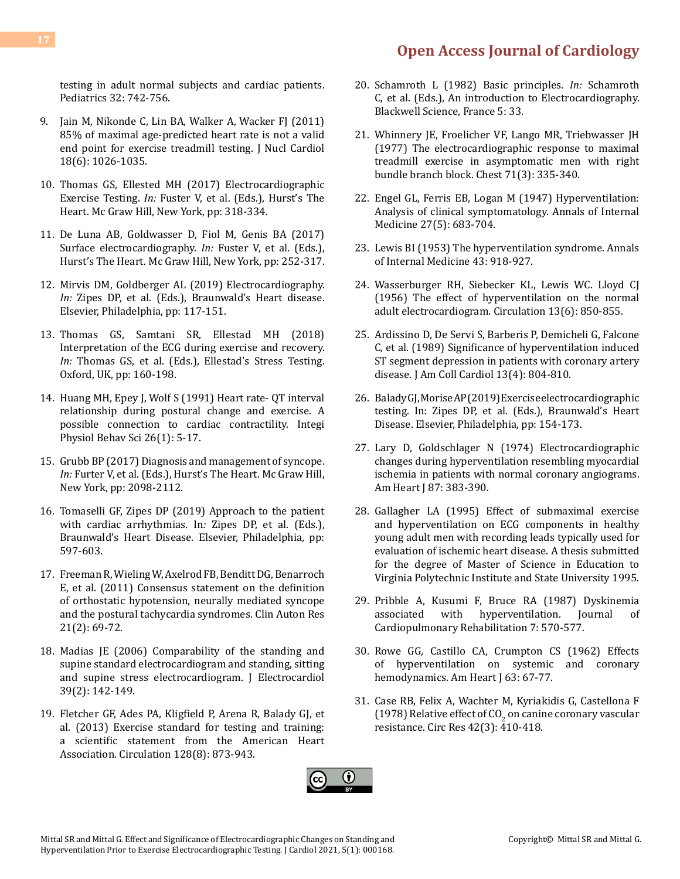testing in adult normal subjects and cardiac patients. Pediatrics 32: 742-756.

9. Jain M, Nikonde C, Lin BA, Walker A, Wacker FJ (2011) 85% of maximal age-predicted heart rate is not a valid end point for exercise treadmill testing. J Nucl Cardiol 18(6): 1026-1035.

10. Thomas GS, Ellested MH (2017) Electrocardiographic Exercise Testing. *In:* Fuster V, et al. (Eds.), Hurst's The Heart. Mc Graw Hill, New York, pp: 318-334.

11. De Luna AB, Goldwasser D, Fiol M, Genis BA (2017) Surface electrocardiography. *In:* Fuster V, et al. (Eds.), Hurst's The Heart. Mc Graw Hill, New York, pp: 252-317.

12. Mirvis DM, Goldberger AL (2019) Electrocardiography. *In:* Zipes DP, et al. (Eds.), Braunwald's Heart disease. Elsevier, Philadelphia, pp: 117-151.

13. Thomas GS, Samtani SR, Ellestad MH (2018) Interpretation of the ECG during exercise and recovery. *In:* Thomas GS, et al. (Eds.), Ellestad's Stress Testing. Oxford, UK, pp: 160-198.

14. Huang MH, Epey J, Wolf S (1991) Heart rate- QT interval relationship during postural change and exercise. A possible connection to cardiac contractility. Integi Physiol Behav Sci 26(1): 5-17.

15. Grubb BP (2017) Diagnosis and management of syncope. *In:* Furter V, et al. (Eds.), Hurst's The Heart. Mc Graw Hill, New York, pp: 2098-2112.

16. Tomaselli GF, Zipes DP (2019) Approach to the patient with cardiac arrhythmias. In*:* Zipes DP, et al. (Eds.), Braunwald's Heart Disease. Elsevier, Philadelphia, pp: 597-603.

17. Freeman R, Wieling W, Axelrod FB, Benditt DG, Benarroch E, et al. (2011) Consensus statement on the definition of orthostatic hypotension, neurally mediated syncope and the postural tachycardia syndromes. Clin Auton Res 21(2): 69-72.

18. Madias JE (2006) Comparability of the standing and supine standard electrocardiogram and standing, sitting and supine stress electrocardiogram. J Electrocardiol 39(2): 142-149.

19. Fletcher GF, Ades PA, Kligfield P, Arena R, Balady GJ, et al. (2013) Exercise standard for testing and training: a scientific statement from the American Heart Association. Circulation 128(8): 873-943.

20. Schamroth L (1982) Basic principles. *In:* Schamroth C, et al. (Eds.), An introduction to Electrocardiography. Blackwell Science, France 5: 33.

21. Whinnery JE, Froelicher VF, Lango MR, Triebwasser JH (1977) The electrocardiographic response to maximal treadmill exercise in asymptomatic men with right bundle branch block. Chest 71(3): 335-340.

22. Engel GL, Ferris EB, Logan M (1947) Hyperventilation: Analysis of clinical symptomatology. Annals of Internal Medicine 27(5): 683-704.

23. Lewis BI (1953) The hyperventilation syndrome. Annals of Internal Medicine 43: 918-927.

24. Wasserburger RH, Siebecker KL, Lewis WC. Lloyd CJ (1956) The effect of hyperventilation on the normal adult electrocardiogram. Circulation 13(6): 850-855.

25. Ardissino D, De Servi S, Barberis P, Demicheli G, Falcone C, et al. (1989) Significance of hyperventilation induced ST segment depression in patients with coronary artery disease. J Am Coll Cardiol 13(4): 804-810.

26. Balady GJ, Morise AP (2019) Exercise electrocardiographic testing. In: Zipes DP, et al. (Eds.), Braunwald's Heart Disease. Elsevier, Philadelphia, pp: 154-173.

27. Lary D, Goldschlager N (1974) Electrocardiographic changes during hyperventilation resembling myocardial ischemia in patients with normal coronary angiograms. Am Heart J 87: 383-390.

28. Gallagher LA (1995) Effect of submaximal exercise and hyperventilation on ECG components in healthy young adult men with recording leads typically used for evaluation of ischemic heart disease. A thesis submitted for the degree of Master of Science in Education to Virginia Polytechnic Institute and State University 1995.

29. Pribble A, Kusumi F, Bruce RA (1987) Dyskinemia associated with hyperventilation. Journal of Cardiopulmonary Rehabilitation 7: 570-577.

30. Rowe GG, Castillo CA, Crumpton CS (1962) Effects of hyperventilation on systemic and coronary hemodynamics. Am Heart J 63: 67-77.

31. Case RB, Felix A, Wachter M, Kyriakidis G, Castellona F (1978) Relative effect of $CO_2$ on canine coronary vascular resistance. Circ Res 42(3): 410-418.